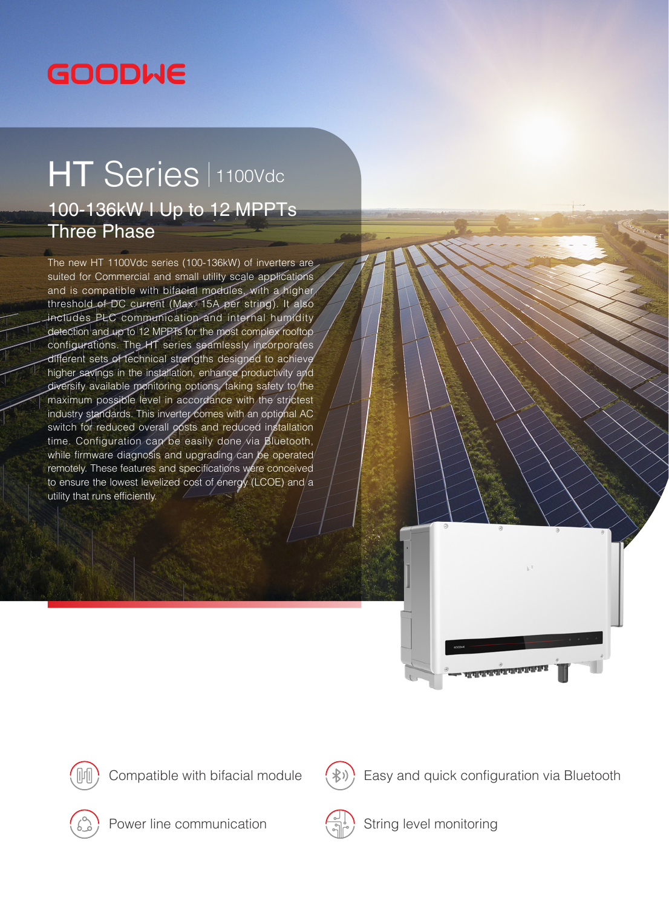GOODWE

# HT Series | 1100Vdc

## 100-136kW I Up to 12 MPPTs Three Phase

The new HT 1100Vdc series (100-136kW) of inverters are suited for Commercial and small utility scale applications and is compatible with bifacial modules, with a higher threshold of DC current (Max. 15A per string). It also includes PLC communication and internal humidity detection and up to 12 MPPTs for the most complex rooftop configurations. The HT series seamlessly incorporates different sets of technical strengths designed to achieve higher savings in the installation, enhance productivity and diversify available monitoring options, taking safety to the maximum possible level in accordance with the strictest industry standards. This inverter comes with an optional AC switch for reduced overall costs and reduced installation time. Configuration can be easily done via Bluetooth, while firmware diagnosis and upgrading can be operated remotely. These features and specifications were conceived to ensure the lowest levelized cost of energy (LCOE) and a utility that runs efficiently.

- Compatible with bifacial module
- Easy and quick configuration via Bluetooth
- Power line communication
- String level monitoring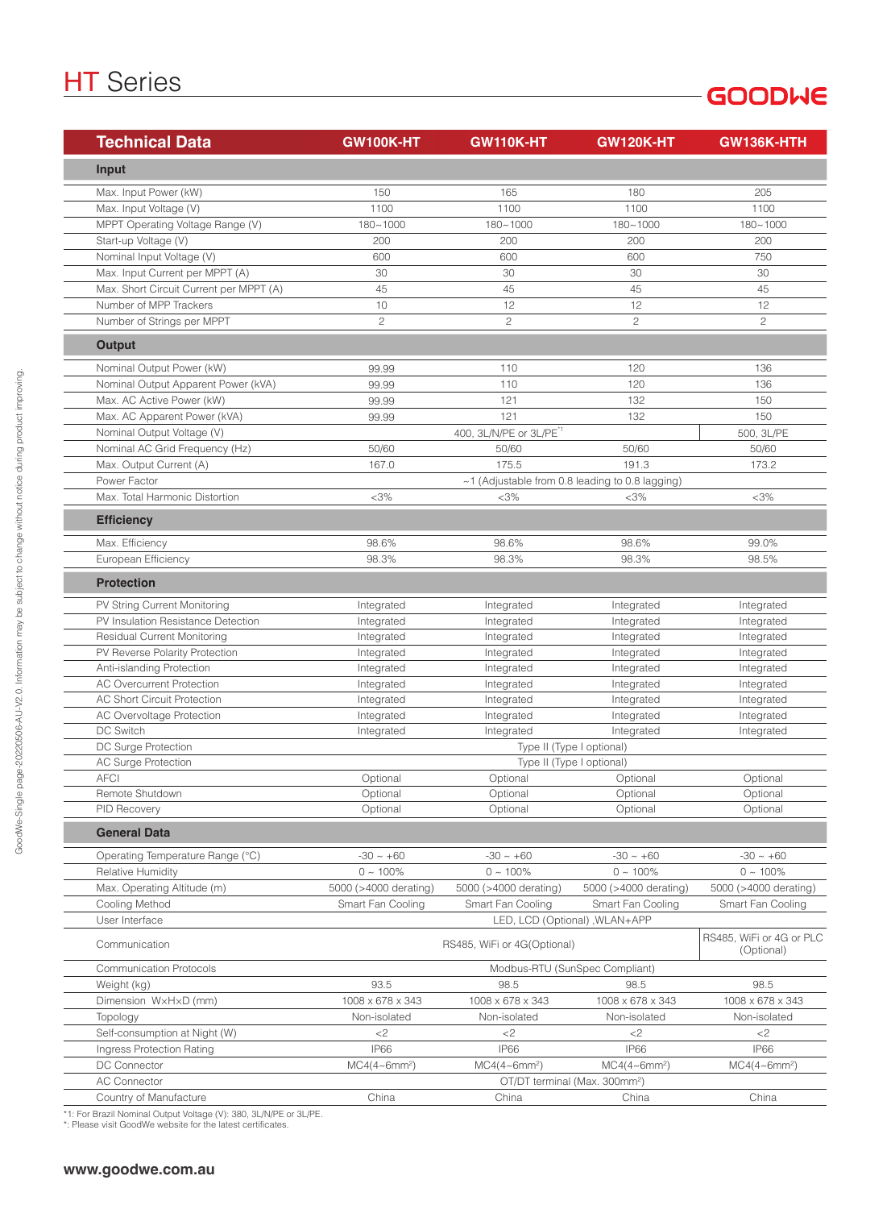# HT Series

GOODWE

| Technical Data | GW100K-HT | GW110K-HT | GW120K-HT | GW136K-HTH |
|---|---|---|---|---|
| **Input** | | | | |
| Max. Input Power (kW) | 150 | 165 | 180 | 205 |
| Max. Input Voltage (V) | 1100 | 1100 | 1100 | 1100 |
| MPPT Operating Voltage Range (V) | 180~1000 | 180~1000 | 180~1000 | 180~1000 |
| Start-up Voltage (V) | 200 | 200 | 200 | 200 |
| Nominal Input Voltage (V) | 600 | 600 | 600 | 750 |
| Max. Input Current per MPPT (A) | 30 | 30 | 30 | 30 |
| Max. Short Circuit Current per MPPT (A) | 45 | 45 | 45 | 45 |
| Number of MPP Trackers | 10 | 12 | 12 | 12 |
| Number of Strings per MPPT | 2 | 2 | 2 | 2 |
| **Output** | | | | |
| Nominal Output Power (kW) | 99.99 | 110 | 120 | 136 |
| Nominal Output Apparent Power (kVA) | 99.99 | 110 | 120 | 136 |
| Max. AC Active Power (kW) | 99.99 | 121 | 132 | 150 |
| Max. AC Apparent Power (kVA) | 99.99 | 121 | 132 | 150 |
| Nominal Output Voltage (V) | 400, 3L/N/PE or 3L/PE[*1] | | | 500, 3L/PE |
| Nominal AC Grid Frequency (Hz) | 50/60 | 50/60 | 50/60 | 50/60 |
| Max. Output Current (A) | 167.0 | 175.5 | 191.3 | 173.2 |
| Power Factor | ~1 (Adjustable from 0.8 leading to 0.8 lagging) | | | |
| Max. Total Harmonic Distortion | <3% | <3% | <3% | <3% |
| **Efficiency** | | | | |
| Max. Efficiency | 98.6% | 98.6% | 98.6% | 99.0% |
| European Efficiency | 98.3% | 98.3% | 98.3% | 98.5% |
| **Protection** | | | | |
| PV String Current Monitoring | Integrated | Integrated | Integrated | Integrated |
| PV Insulation Resistance Detection | Integrated | Integrated | Integrated | Integrated |
| Residual Current Monitoring | Integrated | Integrated | Integrated | Integrated |
| PV Reverse Polarity Protection | Integrated | Integrated | Integrated | Integrated |
| Anti-islanding Protection | Integrated | Integrated | Integrated | Integrated |
| AC Overcurrent Protection | Integrated | Integrated | Integrated | Integrated |
| AC Short Circuit Protection | Integrated | Integrated | Integrated | Integrated |
| AC Overvoltage Protection | Integrated | Integrated | Integrated | Integrated |
| DC Switch | Integrated | Integrated | Integrated | Integrated |
| DC Surge Protection | Type II (Type I optional) | | | |
| AC Surge Protection | Type II (Type I optional) | | | |
| AFCI | Optional | Optional | Optional | Optional |
| Remote Shutdown | Optional | Optional | Optional | Optional |
| PID Recovery | Optional | Optional | Optional | Optional |
| **General Data** | | | | |
| Operating Temperature Range (°C) | -30 ~ +60 | -30 ~ +60 | -30 ~ +60 | -30 ~ +60 |
| Relative Humidity | 0 ~ 100% | 0 ~ 100% | 0 ~ 100% | 0 ~ 100% |
| Max. Operating Altitude (m) | 5000 (>4000 derating) | 5000 (>4000 derating) | 5000 (>4000 derating) | 5000 (>4000 derating) |
| Cooling Method | Smart Fan Cooling | Smart Fan Cooling | Smart Fan Cooling | Smart Fan Cooling |
| User Interface | LED, LCD (Optional) ,WLAN+APP | | | |
| Communication | RS485, WiFi or 4G(Optional) | | | RS485, WiFi or 4G or PLC (Optional) |
| Communication Protocols | Modbus-RTU (SunSpec Compliant) | | | |
| Weight (kg) | 93.5 | 98.5 | 98.5 | 98.5 |
| Dimension W×H×D (mm) | 1008 x 678 x 343 | 1008 x 678 x 343 | 1008 x 678 x 343 | 1008 x 678 x 343 |
| Topology | Non-isolated | Non-isolated | Non-isolated | Non-isolated |
| Self-consumption at Night (W) | <2 | <2 | <2 | <2 |
| Ingress Protection Rating | IP66 | IP66 | IP66 | IP66 |
| DC Connector | MC4(4~6mm$^2$) | MC4(4~6mm$^2$) | MC4(4~6mm$^2$) | MC4(4~6mm$^2$) |
| AC Connector | OT/DT terminal (Max. 300mm$^2$) | | | |
| Country of Manufacture | China | China | China | China |

*1: For Brazil Nominal Output Voltage (V): 380, 3L/N/PE or 3L/PE.
*: Please visit GoodWe website for the latest certificates.

GoodWe-Single page-20220506-AU-V2.0. Information may be subject to change without notice during product improving.

www.goodwe.com.au